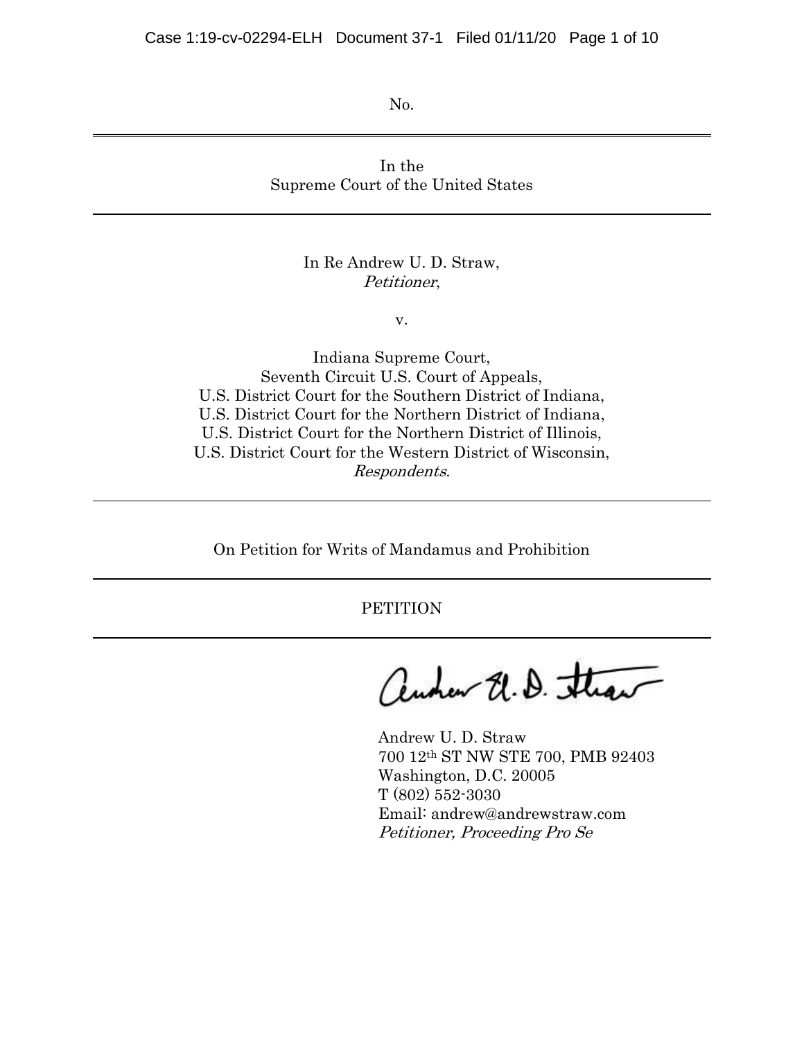No.

In the
Supreme Court of the United States

In Re Andrew U. D. Straw,
*Petitioner*,

v.

Indiana Supreme Court,
Seventh Circuit U.S. Court of Appeals,
U.S. District Court for the Southern District of Indiana,
U.S. District Court for the Northern District of Indiana,
U.S. District Court for the Northern District of Illinois,
U.S. District Court for the Western District of Wisconsin,
*Respondents*.

On Petition for Writs of Mandamus and Prohibition

PETITION

Andrew U. D. Straw
700 12th ST NW STE 700, PMB 92403
Washington, D.C. 20005
T (802) 552-3030
Email: andrew@andrewstraw.com
*Petitioner, Proceeding Pro Se*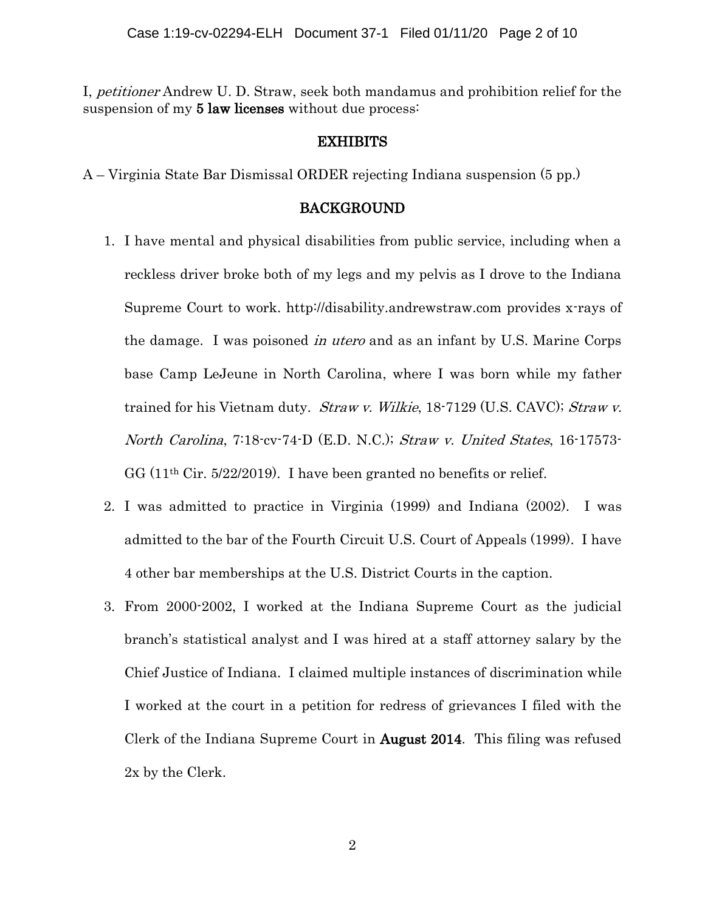I, *petitioner* Andrew U. D. Straw, seek both mandamus and prohibition relief for the suspension of my **5 law licenses** without due process:

## EXHIBITS

A – Virginia State Bar Dismissal ORDER rejecting Indiana suspension (5 pp.)

## BACKGROUND

1. I have mental and physical disabilities from public service, including when a reckless driver broke both of my legs and my pelvis as I drove to the Indiana Supreme Court to work. http://disability.andrewstraw.com provides x-rays of the damage. I was poisoned *in utero* and as an infant by U.S. Marine Corps base Camp LeJeune in North Carolina, where I was born while my father trained for his Vietnam duty. *Straw v. Wilkie*, 18-7129 (U.S. CAVC); *Straw v. North Carolina*, 7:18-cv-74-D (E.D. N.C.); *Straw v. United States*, 16-17573-GG (11th Cir. 5/22/2019). I have been granted no benefits or relief.
2. I was admitted to practice in Virginia (1999) and Indiana (2002). I was admitted to the bar of the Fourth Circuit U.S. Court of Appeals (1999). I have 4 other bar memberships at the U.S. District Courts in the caption.
3. From 2000-2002, I worked at the Indiana Supreme Court as the judicial branch's statistical analyst and I was hired at a staff attorney salary by the Chief Justice of Indiana. I claimed multiple instances of discrimination while I worked at the court in a petition for redress of grievances I filed with the Clerk of the Indiana Supreme Court in **August 2014**. This filing was refused 2x by the Clerk.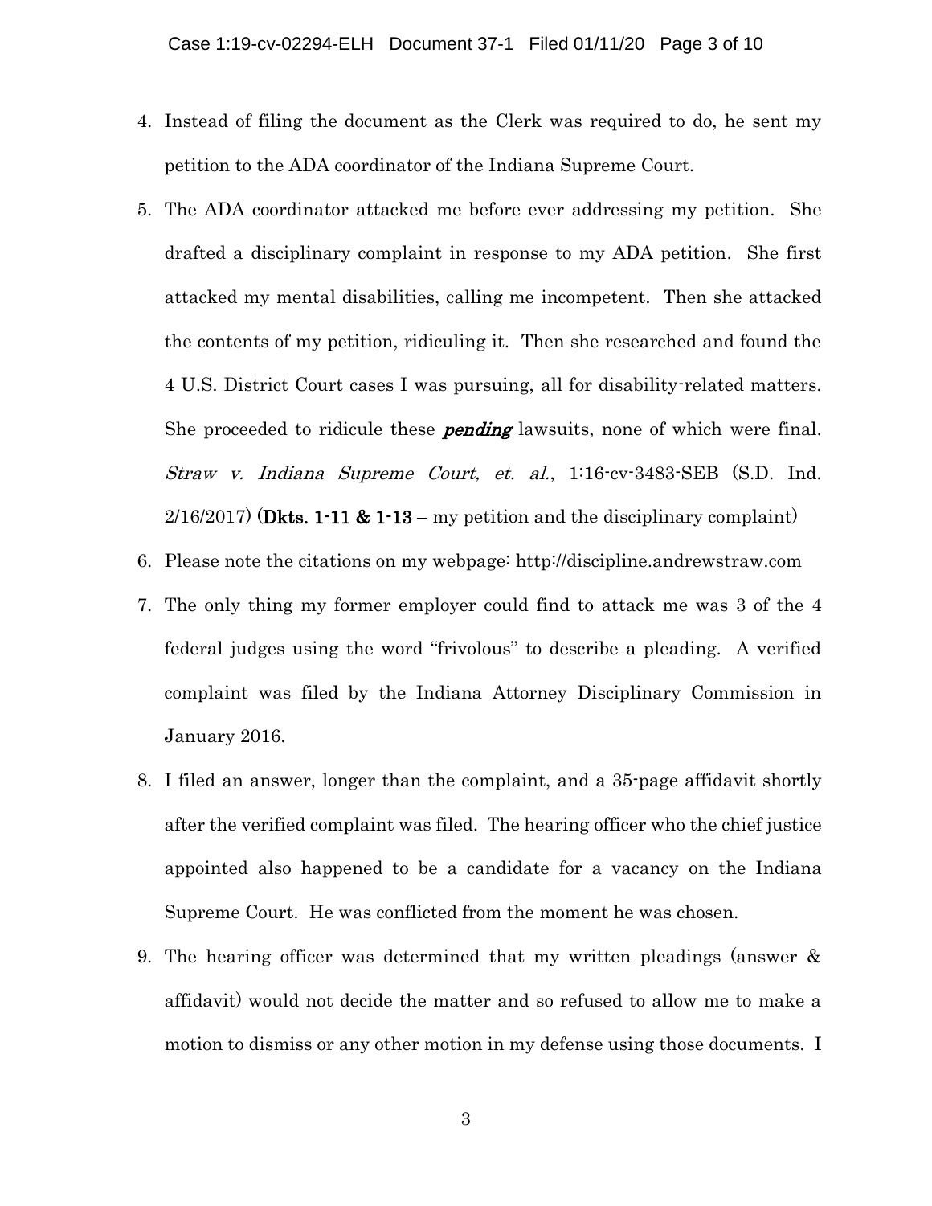4. Instead of filing the document as the Clerk was required to do, he sent my petition to the ADA coordinator of the Indiana Supreme Court.
5. The ADA coordinator attacked me before ever addressing my petition. She drafted a disciplinary complaint in response to my ADA petition. She first attacked my mental disabilities, calling me incompetent. Then she attacked the contents of my petition, ridiculing it. Then she researched and found the 4 U.S. District Court cases I was pursuing, all for disability-related matters. She proceeded to ridicule these ***pending*** lawsuits, none of which were final. *Straw v. Indiana Supreme Court, et. al.*, 1:16-cv-3483-SEB (S.D. Ind. 2/16/2017) (**Dkts. 1-11 & 1-13** – my petition and the disciplinary complaint)
6. Please note the citations on my webpage: http://discipline.andrewstraw.com
7. The only thing my former employer could find to attack me was 3 of the 4 federal judges using the word "frivolous" to describe a pleading. A verified complaint was filed by the Indiana Attorney Disciplinary Commission in January 2016.
8. I filed an answer, longer than the complaint, and a 35-page affidavit shortly after the verified complaint was filed. The hearing officer who the chief justice appointed also happened to be a candidate for a vacancy on the Indiana Supreme Court. He was conflicted from the moment he was chosen.
9. The hearing officer was determined that my written pleadings (answer & affidavit) would not decide the matter and so refused to allow me to make a motion to dismiss or any other motion in my defense using those documents. I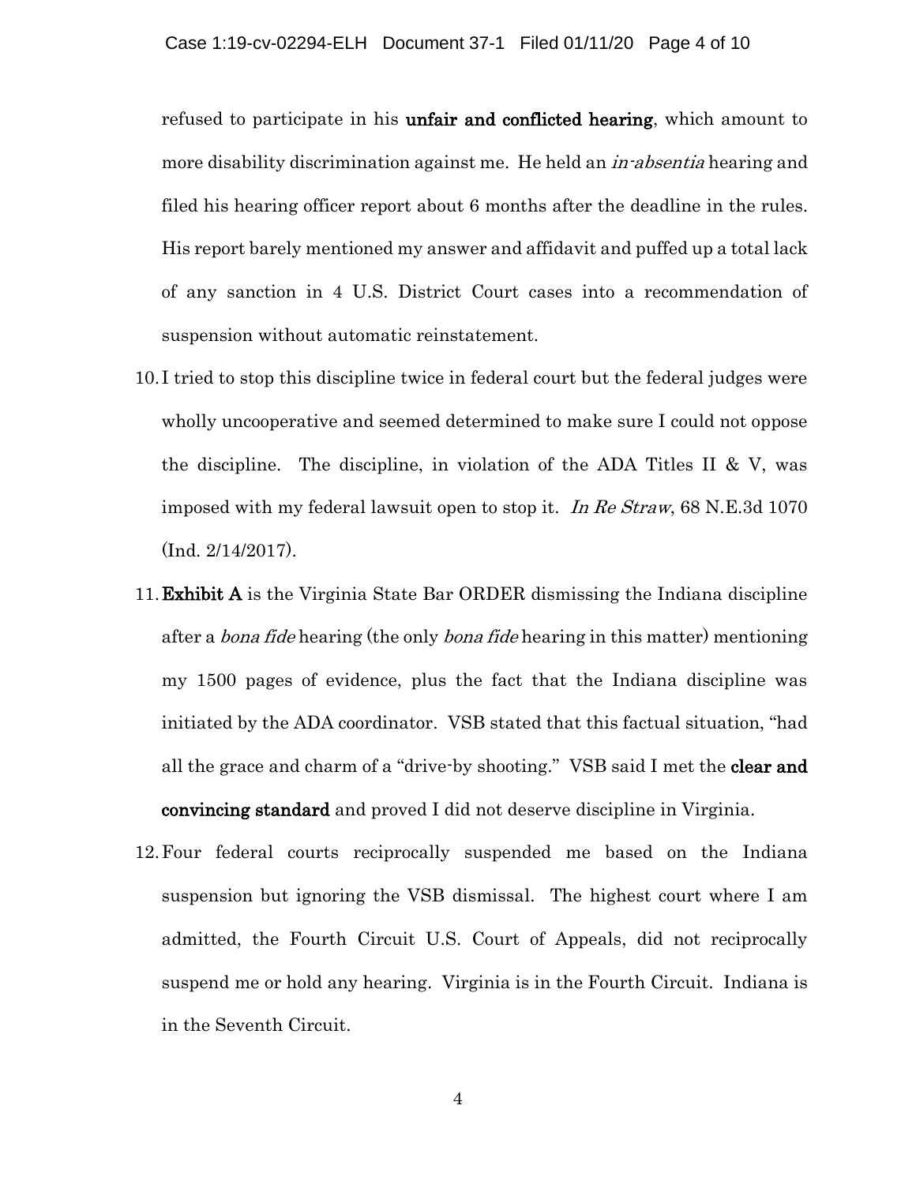refused to participate in his **unfair and conflicted hearing**, which amount to more disability discrimination against me. He held an *in-absentia* hearing and filed his hearing officer report about 6 months after the deadline in the rules. His report barely mentioned my answer and affidavit and puffed up a total lack of any sanction in 4 U.S. District Court cases into a recommendation of suspension without automatic reinstatement.

10. I tried to stop this discipline twice in federal court but the federal judges were wholly uncooperative and seemed determined to make sure I could not oppose the discipline. The discipline, in violation of the ADA Titles II & V, was imposed with my federal lawsuit open to stop it. *In Re Straw*, 68 N.E.3d 1070 (Ind. 2/14/2017).

11. **Exhibit A** is the Virginia State Bar ORDER dismissing the Indiana discipline after a *bona fide* hearing (the only *bona fide* hearing in this matter) mentioning my 1500 pages of evidence, plus the fact that the Indiana discipline was initiated by the ADA coordinator. VSB stated that this factual situation, "had all the grace and charm of a "drive-by shooting." VSB said I met the **clear and convincing standard** and proved I did not deserve discipline in Virginia.

12. Four federal courts reciprocally suspended me based on the Indiana suspension but ignoring the VSB dismissal. The highest court where I am admitted, the Fourth Circuit U.S. Court of Appeals, did not reciprocally suspend me or hold any hearing. Virginia is in the Fourth Circuit. Indiana is in the Seventh Circuit.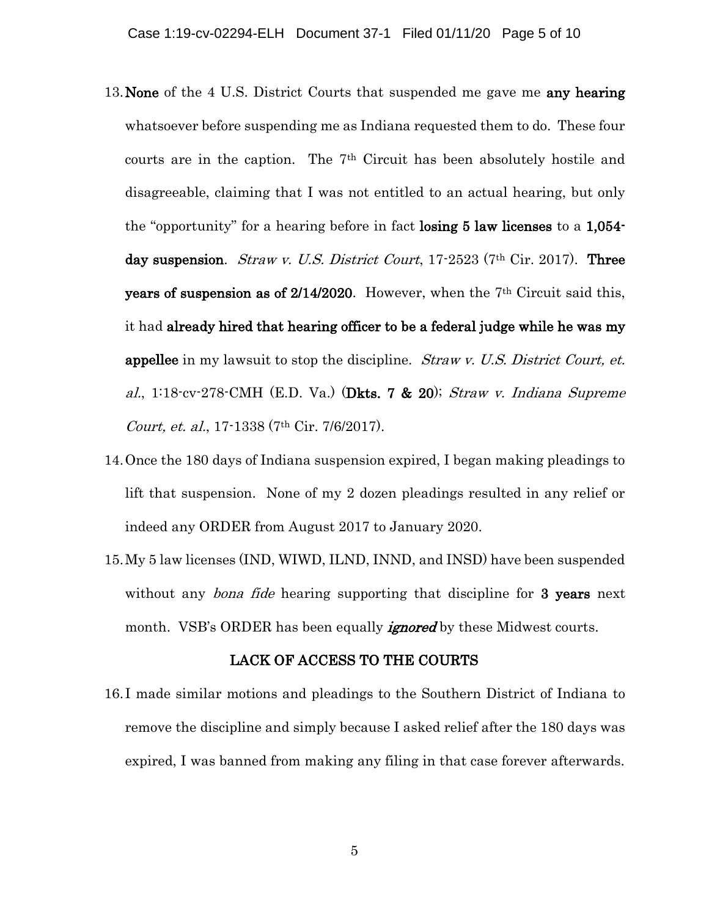13. **None** of the 4 U.S. District Courts that suspended me gave me **any hearing** whatsoever before suspending me as Indiana requested them to do. These four courts are in the caption. The 7th Circuit has been absolutely hostile and disagreeable, claiming that I was not entitled to an actual hearing, but only the "opportunity" for a hearing before in fact **losing 5 law licenses** to a **1,054-day suspension**. *Straw v. U.S. District Court*, 17-2523 (7th Cir. 2017). **Three years of suspension as of 2/14/2020**. However, when the 7th Circuit said this, it had **already hired that hearing officer to be a federal judge while he was my appellee** in my lawsuit to stop the discipline. *Straw v. U.S. District Court, et. al.*, 1:18-cv-278-CMH (E.D. Va.) (**Dkts. 7 & 20**); *Straw v. Indiana Supreme Court, et. al.*, 17-1338 (7th Cir. 7/6/2017).

14. Once the 180 days of Indiana suspension expired, I began making pleadings to lift that suspension. None of my 2 dozen pleadings resulted in any relief or indeed any ORDER from August 2017 to January 2020.

15. My 5 law licenses (IND, WIWD, ILND, INND, and INSD) have been suspended without any *bona fide* hearing supporting that discipline for **3 years** next month. VSB's ORDER has been equally ***ignored*** by these Midwest courts.

## LACK OF ACCESS TO THE COURTS

16. I made similar motions and pleadings to the Southern District of Indiana to remove the discipline and simply because I asked relief after the 180 days was expired, I was banned from making any filing in that case forever afterwards.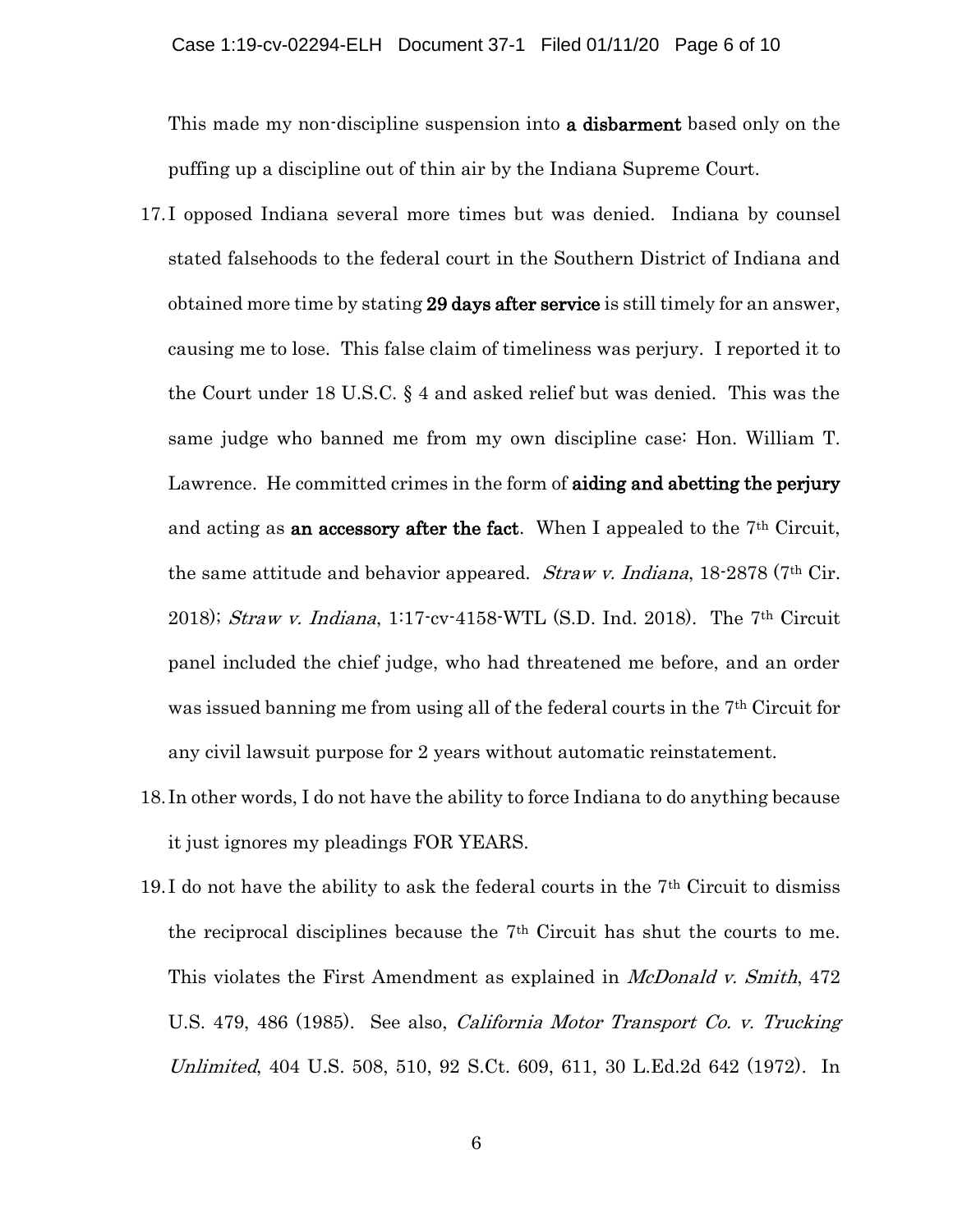This made my non-discipline suspension into **a disbarment** based only on the puffing up a discipline out of thin air by the Indiana Supreme Court.

17. I opposed Indiana several more times but was denied. Indiana by counsel stated falsehoods to the federal court in the Southern District of Indiana and obtained more time by stating **29 days after service** is still timely for an answer, causing me to lose. This false claim of timeliness was perjury. I reported it to the Court under 18 U.S.C. § 4 and asked relief but was denied. This was the same judge who banned me from my own discipline case: Hon. William T. Lawrence. He committed crimes in the form of **aiding and abetting the perjury** and acting as **an accessory after the fact**. When I appealed to the 7th Circuit, the same attitude and behavior appeared. *Straw v. Indiana*, 18-2878 (7th Cir. 2018); *Straw v. Indiana*, 1:17-cv-4158-WTL (S.D. Ind. 2018). The 7th Circuit panel included the chief judge, who had threatened me before, and an order was issued banning me from using all of the federal courts in the 7th Circuit for any civil lawsuit purpose for 2 years without automatic reinstatement.

18. In other words, I do not have the ability to force Indiana to do anything because it just ignores my pleadings FOR YEARS.

19. I do not have the ability to ask the federal courts in the 7th Circuit to dismiss the reciprocal disciplines because the 7th Circuit has shut the courts to me. This violates the First Amendment as explained in *McDonald v. Smith*, 472 U.S. 479, 486 (1985). See also, *California Motor Transport Co. v. Trucking Unlimited*, 404 U.S. 508, 510, 92 S.Ct. 609, 611, 30 L.Ed.2d 642 (1972). In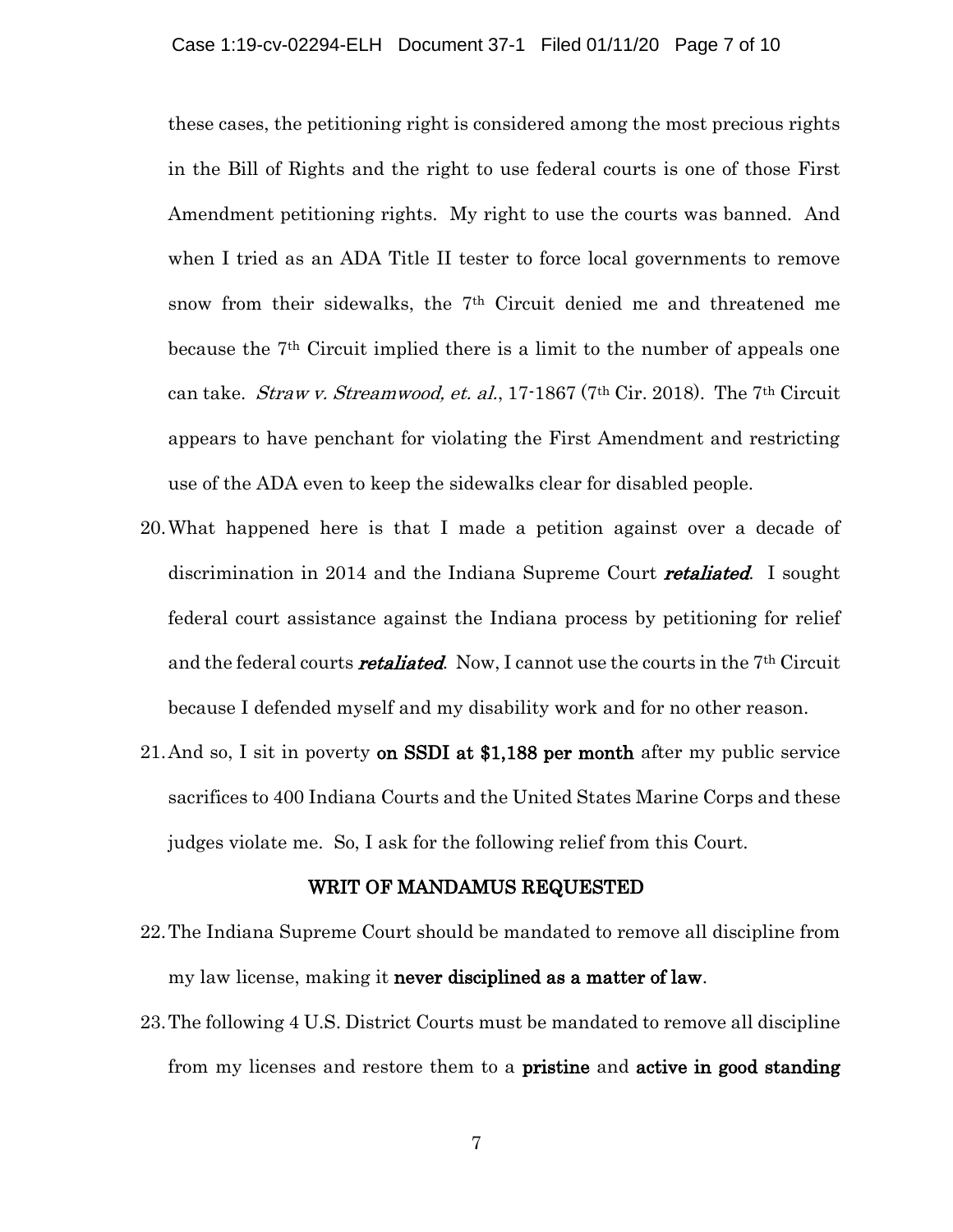these cases, the petitioning right is considered among the most precious rights in the Bill of Rights and the right to use federal courts is one of those First Amendment petitioning rights. My right to use the courts was banned. And when I tried as an ADA Title II tester to force local governments to remove snow from their sidewalks, the 7th Circuit denied me and threatened me because the 7th Circuit implied there is a limit to the number of appeals one can take. *Straw v. Streamwood, et. al.*, 17-1867 (7th Cir. 2018). The 7th Circuit appears to have penchant for violating the First Amendment and restricting use of the ADA even to keep the sidewalks clear for disabled people.

20. What happened here is that I made a petition against over a decade of discrimination in 2014 and the Indiana Supreme Court ***retaliated***. I sought federal court assistance against the Indiana process by petitioning for relief and the federal courts ***retaliated***. Now, I cannot use the courts in the 7th Circuit because I defended myself and my disability work and for no other reason.

21. And so, I sit in poverty **on SSDI at $1,188 per month** after my public service sacrifices to 400 Indiana Courts and the United States Marine Corps and these judges violate me. So, I ask for the following relief from this Court.

## WRIT OF MANDAMUS REQUESTED

22. The Indiana Supreme Court should be mandated to remove all discipline from my law license, making it **never disciplined as a matter of law**.

23. The following 4 U.S. District Courts must be mandated to remove all discipline from my licenses and restore them to a **pristine** and **active in good standing**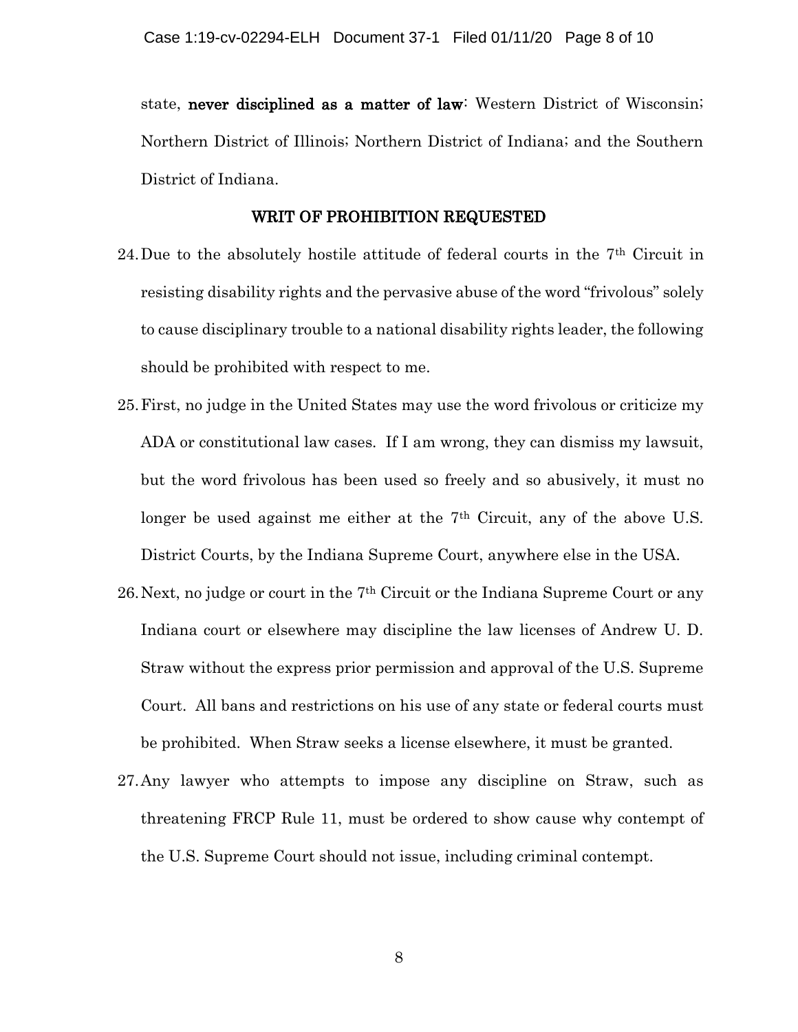state, **never disciplined as a matter of law**: Western District of Wisconsin; Northern District of Illinois; Northern District of Indiana; and the Southern District of Indiana.

## WRIT OF PROHIBITION REQUESTED

24. Due to the absolutely hostile attitude of federal courts in the 7th Circuit in resisting disability rights and the pervasive abuse of the word "frivolous" solely to cause disciplinary trouble to a national disability rights leader, the following should be prohibited with respect to me.

25. First, no judge in the United States may use the word frivolous or criticize my ADA or constitutional law cases. If I am wrong, they can dismiss my lawsuit, but the word frivolous has been used so freely and so abusively, it must no longer be used against me either at the 7th Circuit, any of the above U.S. District Courts, by the Indiana Supreme Court, anywhere else in the USA.

26. Next, no judge or court in the 7th Circuit or the Indiana Supreme Court or any Indiana court or elsewhere may discipline the law licenses of Andrew U. D. Straw without the express prior permission and approval of the U.S. Supreme Court. All bans and restrictions on his use of any state or federal courts must be prohibited. When Straw seeks a license elsewhere, it must be granted.

27. Any lawyer who attempts to impose any discipline on Straw, such as threatening FRCP Rule 11, must be ordered to show cause why contempt of the U.S. Supreme Court should not issue, including criminal contempt.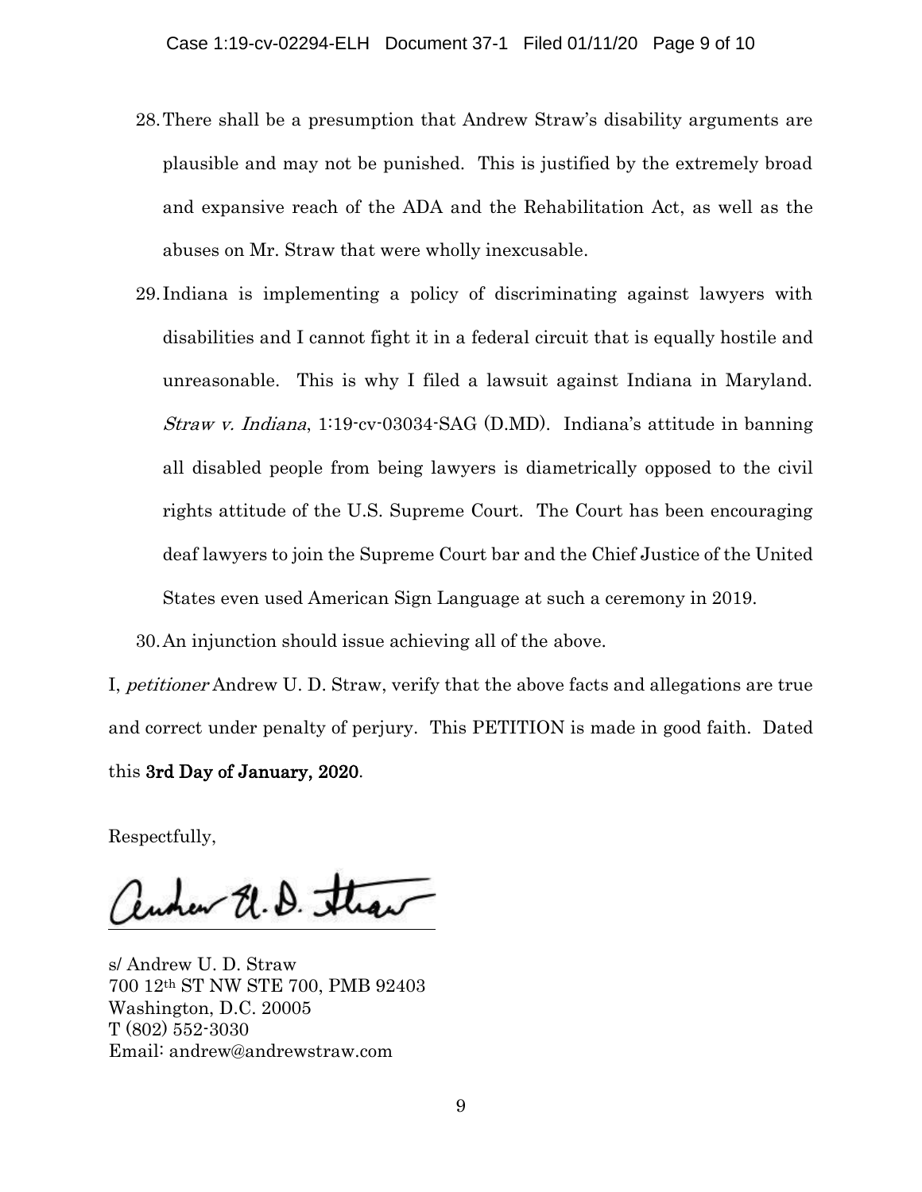28. There shall be a presumption that Andrew Straw's disability arguments are plausible and may not be punished. This is justified by the extremely broad and expansive reach of the ADA and the Rehabilitation Act, as well as the abuses on Mr. Straw that were wholly inexcusable.

29. Indiana is implementing a policy of discriminating against lawyers with disabilities and I cannot fight it in a federal circuit that is equally hostile and unreasonable. This is why I filed a lawsuit against Indiana in Maryland. *Straw v. Indiana*, 1:19-cv-03034-SAG (D.MD). Indiana's attitude in banning all disabled people from being lawyers is diametrically opposed to the civil rights attitude of the U.S. Supreme Court. The Court has been encouraging deaf lawyers to join the Supreme Court bar and the Chief Justice of the United States even used American Sign Language at such a ceremony in 2019.

30. An injunction should issue achieving all of the above.

I, *petitioner* Andrew U. D. Straw, verify that the above facts and allegations are true and correct under penalty of perjury. This PETITION is made in good faith. Dated this **3rd Day of January, 2020**.

Respectfully,

s/ Andrew U. D. Straw
700 12th ST NW STE 700, PMB 92403
Washington, D.C. 20005
T (802) 552-3030
Email: andrew@andrewstraw.com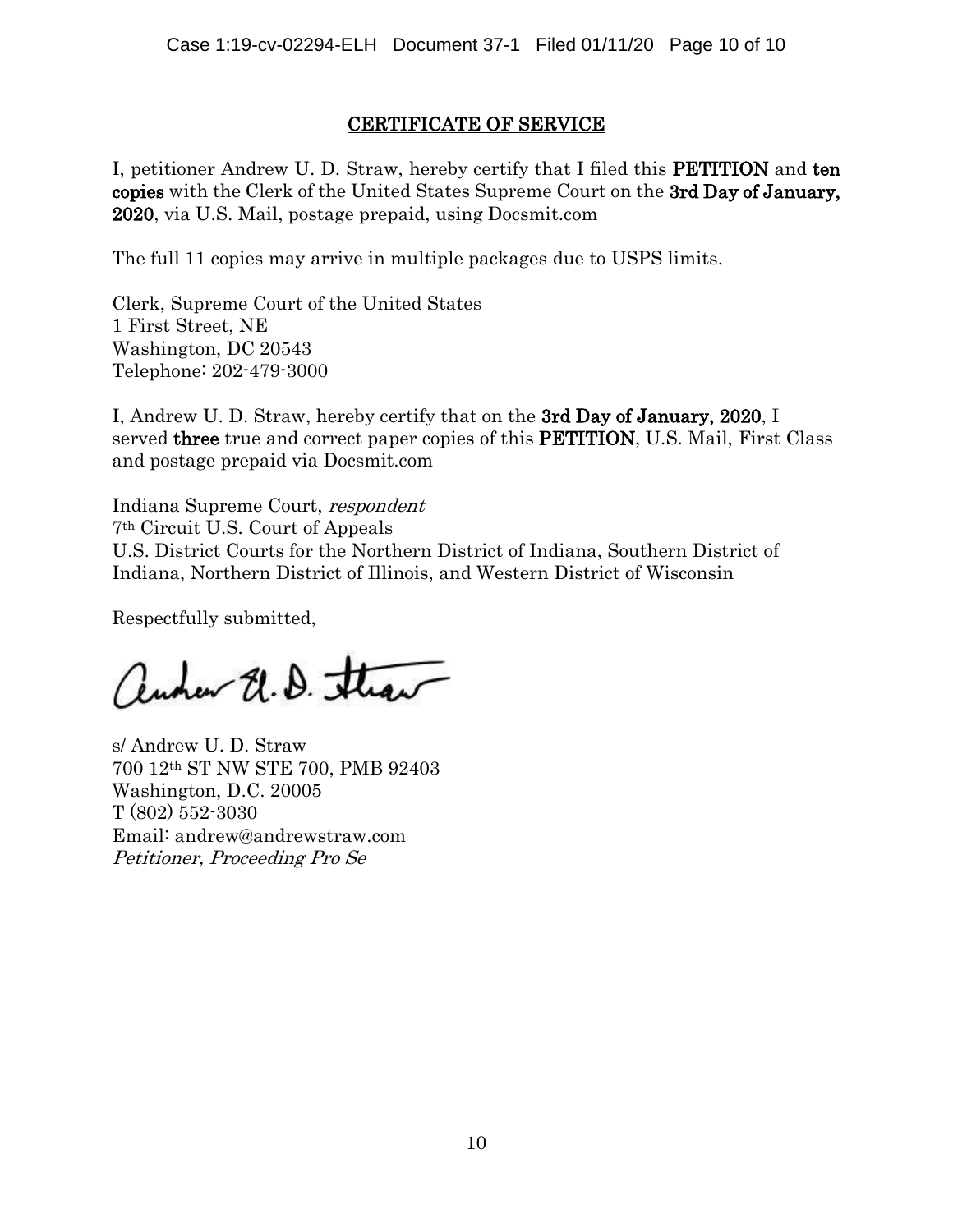## CERTIFICATE OF SERVICE

I, petitioner Andrew U. D. Straw, hereby certify that I filed this **PETITION** and **ten copies** with the Clerk of the United States Supreme Court on the **3rd Day of January, 2020**, via U.S. Mail, postage prepaid, using Docsmit.com

The full 11 copies may arrive in multiple packages due to USPS limits.

Clerk, Supreme Court of the United States
1 First Street, NE
Washington, DC 20543
Telephone: 202-479-3000

I, Andrew U. D. Straw, hereby certify that on the **3rd Day of January, 2020**, I served **three** true and correct paper copies of this **PETITION**, U.S. Mail, First Class and postage prepaid via Docsmit.com

Indiana Supreme Court, *respondent*
7th Circuit U.S. Court of Appeals
U.S. District Courts for the Northern District of Indiana, Southern District of Indiana, Northern District of Illinois, and Western District of Wisconsin

Respectfully submitted,

s/ Andrew U. D. Straw
700 12th ST NW STE 700, PMB 92403
Washington, D.C. 20005
T (802) 552-3030
Email: andrew@andrewstraw.com
*Petitioner, Proceeding Pro Se*